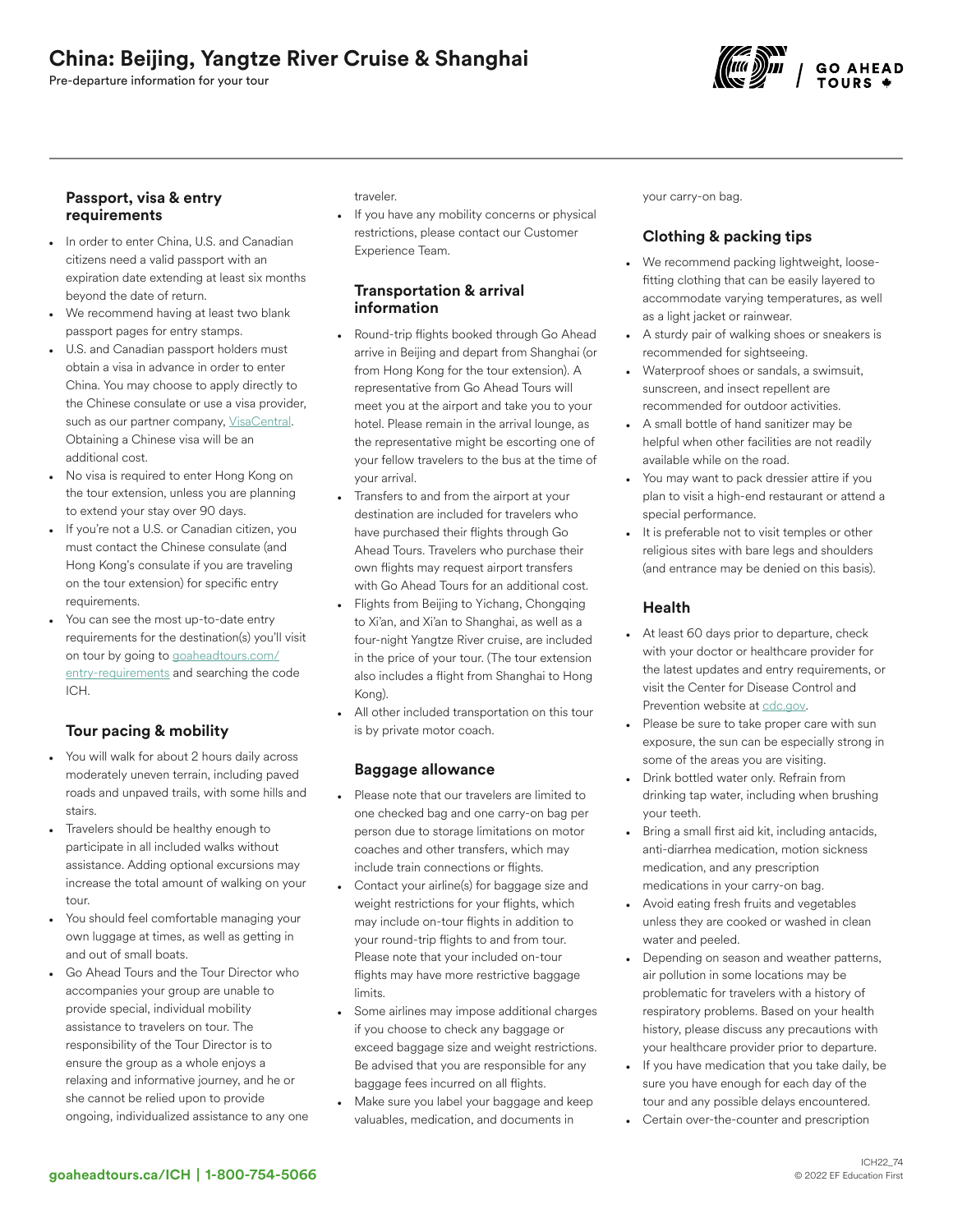# China: Beijing, Yangtze River Cruise & Shanghai

Pre-departure information for your tour

### Passport, visa & entry requirements

- In order to enter China, U.S. and Canadian citizens need a valid passport with an expiration date extending at least six months beyond the date of return.
- We recommend having at least two blank passport pages for entry stamps.
- U.S. and Canadian passport holders must obtain a visa in advance in order to enter China. You may choose to apply directly to the Chinese consulate or use a visa provider, such as our partner company, VisaCentral. Obtaining a Chinese visa will be an additional cost.
- No visa is required to enter Hong Kong on the tour extension, unless you are planning to extend your stay over 90 days.
- If you're not a U.S. or Canadian citizen, you must contact the Chinese consulate (and Hong Kong's consulate if you are traveling on the tour extension) for specific entry requirements.
- You can see the most up-to-date entry requirements for the destination(s) you'll visit on tour by going to goaheadtours.com/entry-requirements and searching the code ICH.

### Tour pacing & mobility

- You will walk for about 2 hours daily across moderately uneven terrain, including paved roads and unpaved trails, with some hills and stairs.
- Travelers should be healthy enough to participate in all included walks without assistance. Adding optional excursions may increase the total amount of walking on your tour.
- You should feel comfortable managing your own luggage at times, as well as getting in and out of small boats.
- Go Ahead Tours and the Tour Director who accompanies your group are unable to provide special, individual mobility assistance to travelers on tour. The responsibility of the Tour Director is to ensure the group as a whole enjoys a relaxing and informative journey, and he or she cannot be relied upon to provide ongoing, individualized assistance to any one traveler.
- If you have any mobility concerns or physical restrictions, please contact our Customer Experience Team.

### Transportation & arrival information

- Round-trip flights booked through Go Ahead arrive in Beijing and depart from Shanghai (or from Hong Kong for the tour extension). A representative from Go Ahead Tours will meet you at the airport and take you to your hotel. Please remain in the arrival lounge, as the representative might be escorting one of your fellow travelers to the bus at the time of your arrival.
- Transfers to and from the airport at your destination are included for travelers who have purchased their flights through Go Ahead Tours. Travelers who purchase their own flights may request airport transfers with Go Ahead Tours for an additional cost.
- Flights from Beijing to Yichang, Chongqing to Xi'an, and Xi'an to Shanghai, as well as a four-night Yangtze River cruise, are included in the price of your tour. (The tour extension also includes a flight from Shanghai to Hong Kong).
- All other included transportation on this tour is by private motor coach.

### Baggage allowance

- Please note that our travelers are limited to one checked bag and one carry-on bag per person due to storage limitations on motor coaches and other transfers, which may include train connections or flights.
- Contact your airline(s) for baggage size and weight restrictions for your flights, which may include on-tour flights in addition to your round-trip flights to and from tour. Please note that your included on-tour flights may have more restrictive baggage limits.
- Some airlines may impose additional charges if you choose to check any baggage or exceed baggage size and weight restrictions. Be advised that you are responsible for any baggage fees incurred on all flights.
- Make sure you label your baggage and keep valuables, medication, and documents in your carry-on bag.

### Clothing & packing tips

- We recommend packing lightweight, loose-fitting clothing that can be easily layered to accommodate varying temperatures, as well as a light jacket or rainwear.
- A sturdy pair of walking shoes or sneakers is recommended for sightseeing.
- Waterproof shoes or sandals, a swimsuit, sunscreen, and insect repellent are recommended for outdoor activities.
- A small bottle of hand sanitizer may be helpful when other facilities are not readily available while on the road.
- You may want to pack dressier attire if you plan to visit a high-end restaurant or attend a special performance.
- It is preferable not to visit temples or other religious sites with bare legs and shoulders (and entrance may be denied on this basis).

### Health

- At least 60 days prior to departure, check with your doctor or healthcare provider for the latest updates and entry requirements, or visit the Center for Disease Control and Prevention website at cdc.gov.
- Please be sure to take proper care with sun exposure, the sun can be especially strong in some of the areas you are visiting.
- Drink bottled water only. Refrain from drinking tap water, including when brushing your teeth.
- Bring a small first aid kit, including antacids, anti-diarrhea medication, motion sickness medication, and any prescription medications in your carry-on bag.
- Avoid eating fresh fruits and vegetables unless they are cooked or washed in clean water and peeled.
- Depending on season and weather patterns, air pollution in some locations may be problematic for travelers with a history of respiratory problems. Based on your health history, please discuss any precautions with your healthcare provider prior to departure.
- If you have medication that you take daily, be sure you have enough for each day of the tour and any possible delays encountered.
- Certain over-the-counter and prescription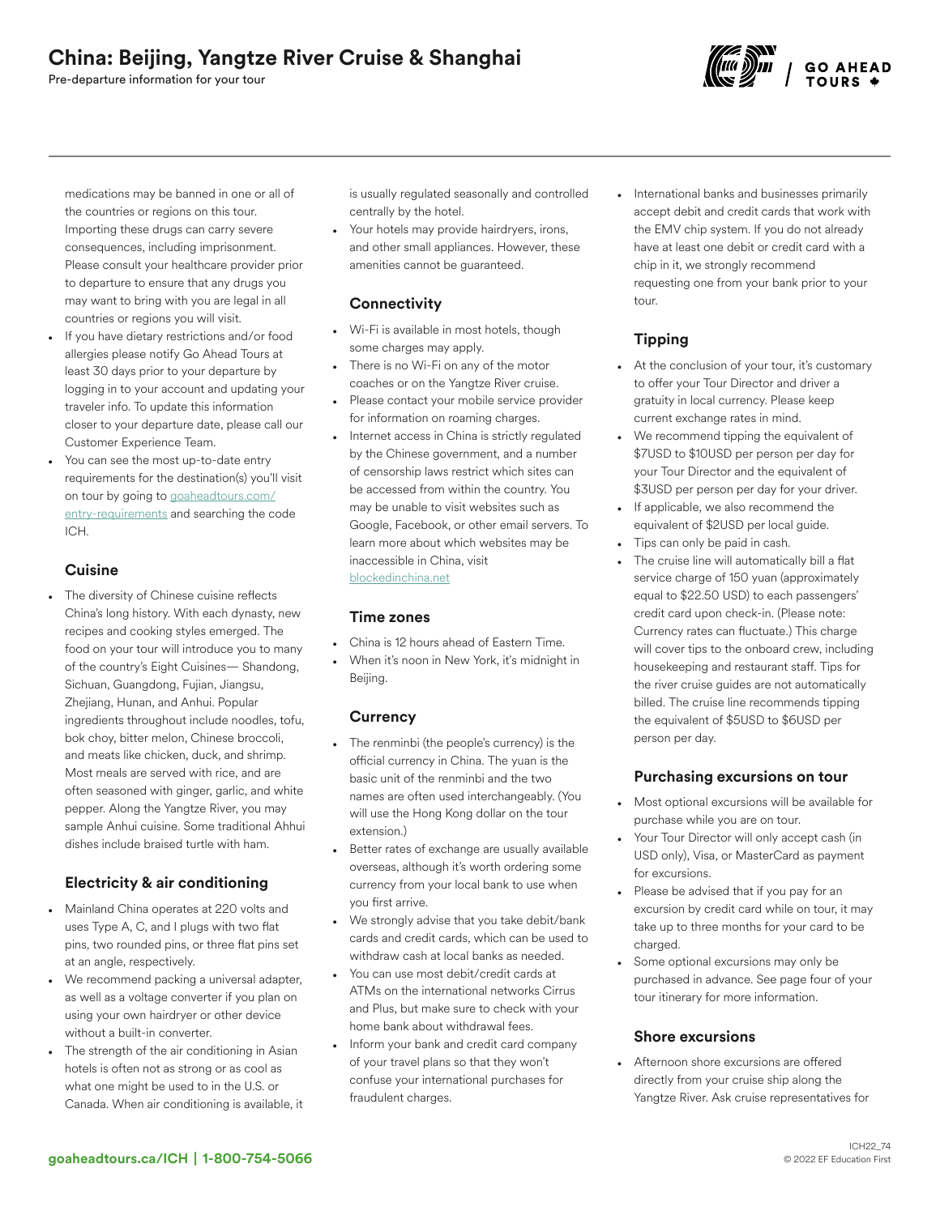medications may be banned in one or all of the countries or regions on this tour. Importing these drugs can carry severe consequences, including imprisonment. Please consult your healthcare provider prior to departure to ensure that any drugs you may want to bring with you are legal in all countries or regions you will visit.
- If you have dietary restrictions and/or food allergies please notify Go Ahead Tours at least 30 days prior to your departure by logging in to your account and updating your traveler info. To update this information closer to your departure date, please call our Customer Experience Team.
- You can see the most up-to-date entry requirements for the destination(s) you'll visit on tour by going to goaheadtours.com/entry-requirements and searching the code ICH.

### Cuisine

- The diversity of Chinese cuisine reflects China's long history. With each dynasty, new recipes and cooking styles emerged. The food on your tour will introduce you to many of the country's Eight Cuisines— Shandong, Sichuan, Guangdong, Fujian, Jiangsu, Zhejiang, Hunan, and Anhui. Popular ingredients throughout include noodles, tofu, bok choy, bitter melon, Chinese broccoli, and meats like chicken, duck, and shrimp. Most meals are served with rice, and are often seasoned with ginger, garlic, and white pepper. Along the Yangtze River, you may sample Anhui cuisine. Some traditional Ahhui dishes include braised turtle with ham.

### Electricity & air conditioning

- Mainland China operates at 220 volts and uses Type A, C, and I plugs with two flat pins, two rounded pins, or three flat pins set at an angle, respectively.
- We recommend packing a universal adapter, as well as a voltage converter if you plan on using your own hairdryer or other device without a built-in converter.
- The strength of the air conditioning in Asian hotels is often not as strong or as cool as what one might be used to in the U.S. or Canada. When air conditioning is available, it is usually regulated seasonally and controlled centrally by the hotel.
- Your hotels may provide hairdryers, irons, and other small appliances. However, these amenities cannot be guaranteed.

### Connectivity

- Wi-Fi is available in most hotels, though some charges may apply.
- There is no Wi-Fi on any of the motor coaches or on the Yangtze River cruise.
- Please contact your mobile service provider for information on roaming charges.
- Internet access in China is strictly regulated by the Chinese government, and a number of censorship laws restrict which sites can be accessed from within the country. You may be unable to visit websites such as Google, Facebook, or other email servers. To learn more about which websites may be inaccessible in China, visit blockedinchina.net

### Time zones

- China is 12 hours ahead of Eastern Time.
- When it's noon in New York, it's midnight in Beijing.

### Currency

- The renminbi (the people's currency) is the official currency in China. The yuan is the basic unit of the renminbi and the two names are often used interchangeably. (You will use the Hong Kong dollar on the tour extension.)
- Better rates of exchange are usually available overseas, although it's worth ordering some currency from your local bank to use when you first arrive.
- We strongly advise that you take debit/bank cards and credit cards, which can be used to withdraw cash at local banks as needed.
- You can use most debit/credit cards at ATMs on the international networks Cirrus and Plus, but make sure to check with your home bank about withdrawal fees.
- Inform your bank and credit card company of your travel plans so that they won't confuse your international purchases for fraudulent charges.
- International banks and businesses primarily accept debit and credit cards that work with the EMV chip system. If you do not already have at least one debit or credit card with a chip in it, we strongly recommend requesting one from your bank prior to your tour.

### Tipping

- At the conclusion of your tour, it's customary to offer your Tour Director and driver a gratuity in local currency. Please keep current exchange rates in mind.
- We recommend tipping the equivalent of $7USD to $10USD per person per day for your Tour Director and the equivalent of $3USD per person per day for your driver.
- If applicable, we also recommend the equivalent of $2USD per local guide.
- Tips can only be paid in cash.
- The cruise line will automatically bill a flat service charge of 150 yuan (approximately equal to $22.50 USD) to each passengers' credit card upon check-in. (Please note: Currency rates can fluctuate.) This charge will cover tips to the onboard crew, including housekeeping and restaurant staff. Tips for the river cruise guides are not automatically billed. The cruise line recommends tipping the equivalent of $5USD to $6USD per person per day.

### Purchasing excursions on tour

- Most optional excursions will be available for purchase while you are on tour.
- Your Tour Director will only accept cash (in USD only), Visa, or MasterCard as payment for excursions.
- Please be advised that if you pay for an excursion by credit card while on tour, it may take up to three months for your card to be charged.
- Some optional excursions may only be purchased in advance. See page four of your tour itinerary for more information.

### Shore excursions

- Afternoon shore excursions are offered directly from your cruise ship along the Yangtze River. Ask cruise representatives for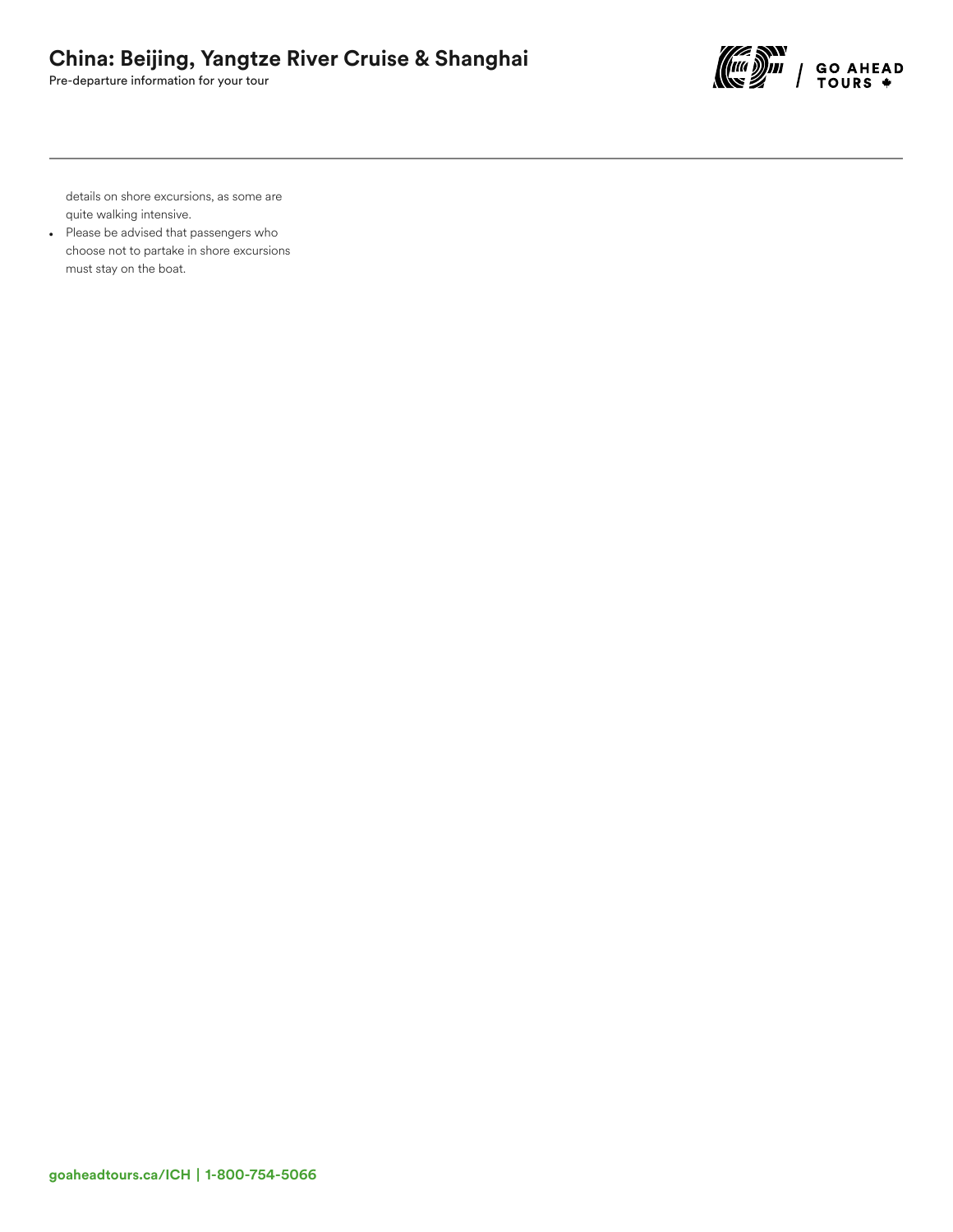details on shore excursions, as some are quite walking intensive.

- Please be advised that passengers who choose not to partake in shore excursions must stay on the boat.